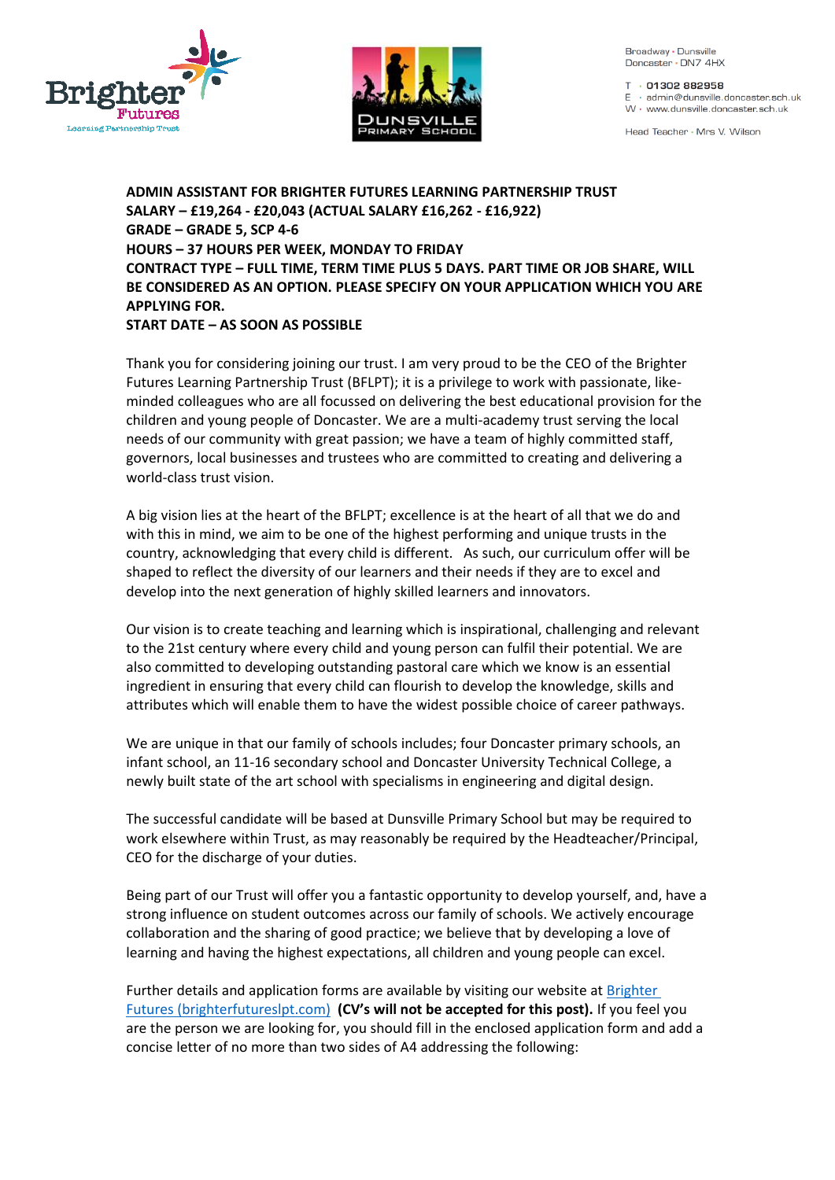Broadway • Dunsville
Doncaster • DN7 4HX

T • 01302 882958
E • admin@dunsville.doncaster.sch.uk
W • www.dunsville.doncaster.sch.uk

Head Teacher • Mrs V. Wilson

**ADMIN ASSISTANT FOR BRIGHTER FUTURES LEARNING PARTNERSHIP TRUST**
**SALARY – £19,264 - £20,043 (ACTUAL SALARY £16,262 - £16,922)**
**GRADE – GRADE 5, SCP 4-6**
**HOURS – 37 HOURS PER WEEK, MONDAY TO FRIDAY**
**CONTRACT TYPE – FULL TIME, TERM TIME PLUS 5 DAYS. PART TIME OR JOB SHARE, WILL BE CONSIDERED AS AN OPTION. PLEASE SPECIFY ON YOUR APPLICATION WHICH YOU ARE APPLYING FOR.**
**START DATE – AS SOON AS POSSIBLE**

Thank you for considering joining our trust. I am very proud to be the CEO of the Brighter Futures Learning Partnership Trust (BFLPT); it is a privilege to work with passionate, like-minded colleagues who are all focussed on delivering the best educational provision for the children and young people of Doncaster. We are a multi-academy trust serving the local needs of our community with great passion; we have a team of highly committed staff, governors, local businesses and trustees who are committed to creating and delivering a world-class trust vision.

A big vision lies at the heart of the BFLPT; excellence is at the heart of all that we do and with this in mind, we aim to be one of the highest performing and unique trusts in the country, acknowledging that every child is different. As such, our curriculum offer will be shaped to reflect the diversity of our learners and their needs if they are to excel and develop into the next generation of highly skilled learners and innovators.

Our vision is to create teaching and learning which is inspirational, challenging and relevant to the 21st century where every child and young person can fulfil their potential. We are also committed to developing outstanding pastoral care which we know is an essential ingredient in ensuring that every child can flourish to develop the knowledge, skills and attributes which will enable them to have the widest possible choice of career pathways.

We are unique in that our family of schools includes; four Doncaster primary schools, an infant school, an 11-16 secondary school and Doncaster University Technical College, a newly built state of the art school with specialisms in engineering and digital design.

The successful candidate will be based at Dunsville Primary School but may be required to work elsewhere within Trust, as may reasonably be required by the Headteacher/Principal, CEO for the discharge of your duties.

Being part of our Trust will offer you a fantastic opportunity to develop yourself, and, have a strong influence on student outcomes across our family of schools. We actively encourage collaboration and the sharing of good practice; we believe that by developing a love of learning and having the highest expectations, all children and young people can excel.

Further details and application forms are available by visiting our website at [Brighter Futures (brighterfutureslpt.com)](https://brighterfutureslpt.com) **(CV's will not be accepted for this post).** If you feel you are the person we are looking for, you should fill in the enclosed application form and add a concise letter of no more than two sides of A4 addressing the following: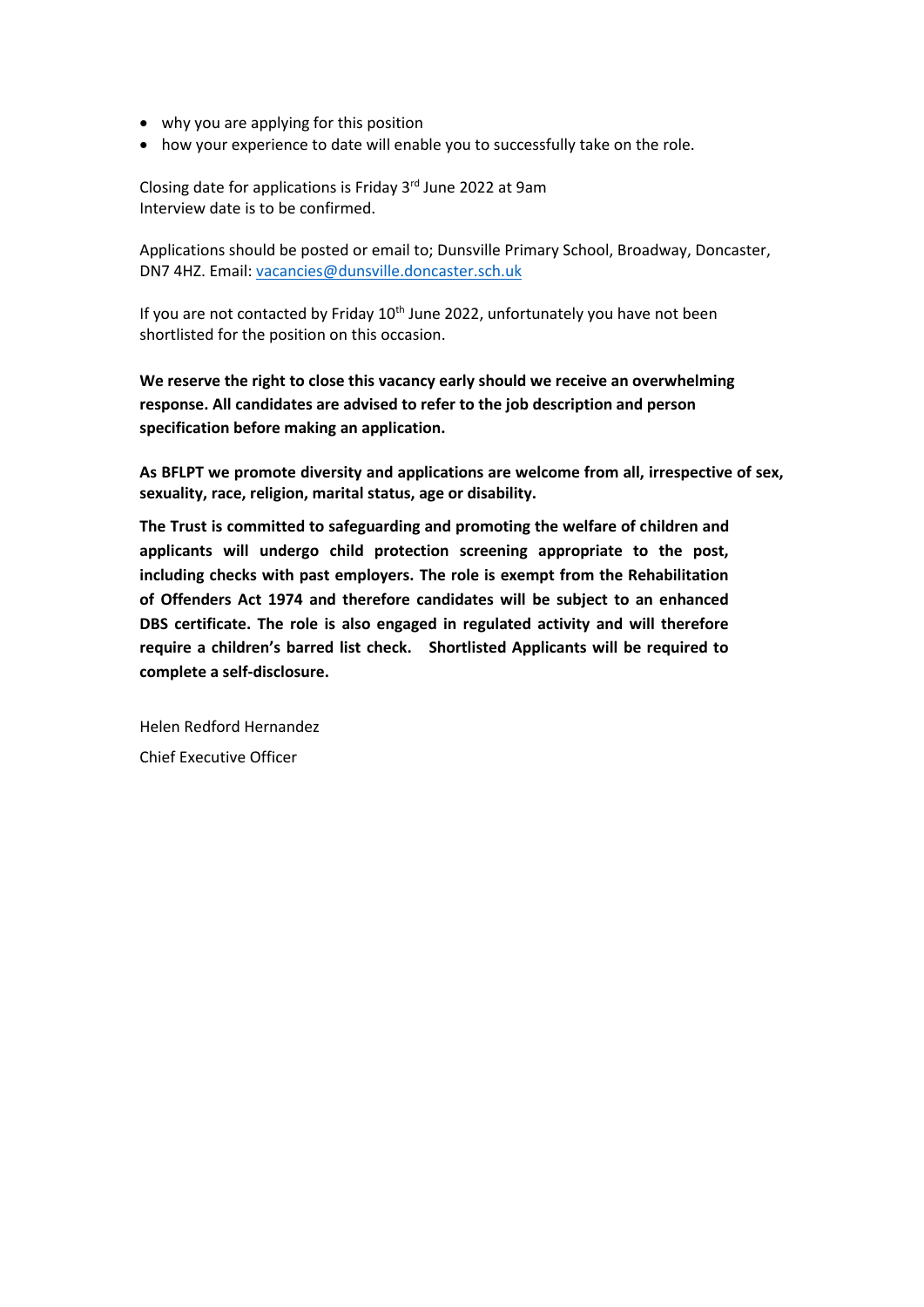- why you are applying for this position
- how your experience to date will enable you to successfully take on the role.

Closing date for applications is Friday 3rd June 2022 at 9am
Interview date is to be confirmed.

Applications should be posted or email to; Dunsville Primary School, Broadway, Doncaster, DN7 4HZ. Email: vacancies@dunsville.doncaster.sch.uk

If you are not contacted by Friday 10th June 2022, unfortunately you have not been shortlisted for the position on this occasion.

**We reserve the right to close this vacancy early should we receive an overwhelming response. All candidates are advised to refer to the job description and person specification before making an application.**

**As BFLPT we promote diversity and applications are welcome from all, irrespective of sex, sexuality, race, religion, marital status, age or disability.**

**The Trust is committed to safeguarding and promoting the welfare of children and applicants will undergo child protection screening appropriate to the post, including checks with past employers. The role is exempt from the Rehabilitation of Offenders Act 1974 and therefore candidates will be subject to an enhanced DBS certificate. The role is also engaged in regulated activity and will therefore require a children's barred list check. Shortlisted Applicants will be required to complete a self-disclosure.**

Helen Redford Hernandez

Chief Executive Officer